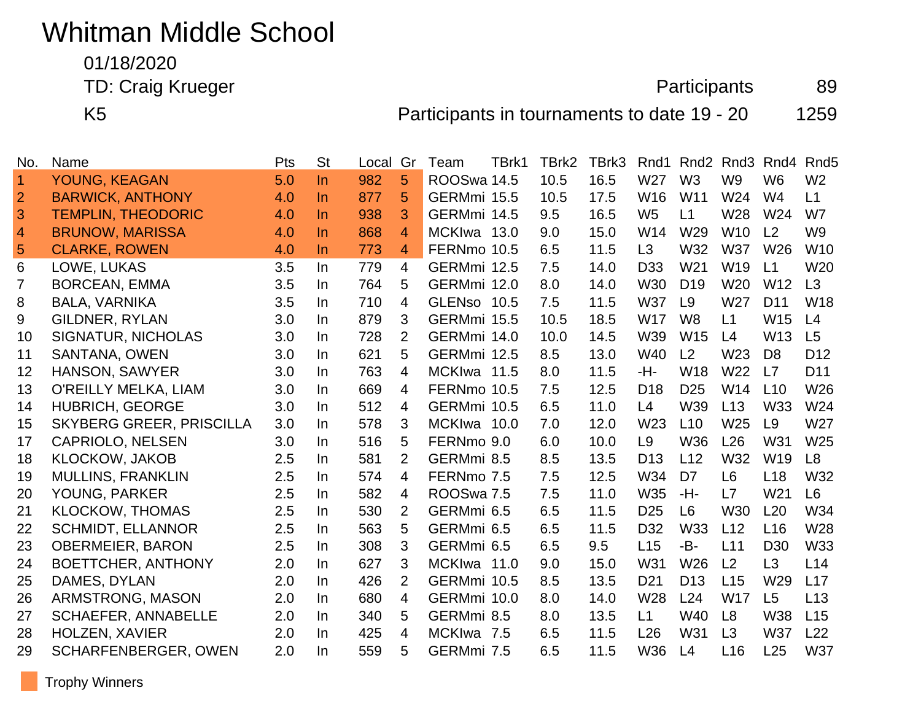# Whitman Middle School

01/18/2020

TD: Craig Krueger

K5

Participants 89

Participants in tournaments to date 19 - 20 1259

| No. | Name | Pts | St | Local | Gr | Team | TBrk1 | TBrk2 | TBrk3 | Rnd1 | Rnd2 | Rnd3 | Rnd4 | Rnd5 |
|---|---|---|---|---|---|---|---|---|---|---|---|---|---|---|
| 1 | YOUNG, KEAGAN | 5.0 | In | 982 | 5 | ROOSwa | 14.5 | 10.5 | 16.5 | W27 | W3 | W9 | W6 | W2 |
| 2 | BARWICK, ANTHONY | 4.0 | In | 877 | 5 | GERMmi | 15.5 | 10.5 | 17.5 | W16 | W11 | W24 | W4 | L1 |
| 3 | TEMPLIN, THEODORIC | 4.0 | In | 938 | 3 | GERMmi | 14.5 | 9.5 | 16.5 | W5 | L1 | W28 | W24 | W7 |
| 4 | BRUNOW, MARISSA | 4.0 | In | 868 | 4 | MCKIwa | 13.0 | 9.0 | 15.0 | W14 | W29 | W10 | L2 | W9 |
| 5 | CLARKE, ROWEN | 4.0 | In | 773 | 4 | FERNmo | 10.5 | 6.5 | 11.5 | L3 | W32 | W37 | W26 | W10 |
| 6 | LOWE, LUKAS | 3.5 | In | 779 | 4 | GERMmi | 12.5 | 7.5 | 14.0 | D33 | W21 | W19 | L1 | W20 |
| 7 | BORCEAN, EMMA | 3.5 | In | 764 | 5 | GERMmi | 12.0 | 8.0 | 14.0 | W30 | D19 | W20 | W12 | L3 |
| 8 | BALA, VARNIKA | 3.5 | In | 710 | 4 | GLENso | 10.5 | 7.5 | 11.5 | W37 | L9 | W27 | D11 | W18 |
| 9 | GILDNER, RYLAN | 3.0 | In | 879 | 3 | GERMmi | 15.5 | 10.5 | 18.5 | W17 | W8 | L1 | W15 | L4 |
| 10 | SIGNATUR, NICHOLAS | 3.0 | In | 728 | 2 | GERMmi | 14.0 | 10.0 | 14.5 | W39 | W15 | L4 | W13 | L5 |
| 11 | SANTANA, OWEN | 3.0 | In | 621 | 5 | GERMmi | 12.5 | 8.5 | 13.0 | W40 | L2 | W23 | D8 | D12 |
| 12 | HANSON, SAWYER | 3.0 | In | 763 | 4 | MCKIwa | 11.5 | 8.0 | 11.5 | -H- | W18 | W22 | L7 | D11 |
| 13 | O'REILLY MELKA, LIAM | 3.0 | In | 669 | 4 | FERNmo | 10.5 | 7.5 | 12.5 | D18 | D25 | W14 | L10 | W26 |
| 14 | HUBRICH, GEORGE | 3.0 | In | 512 | 4 | GERMmi | 10.5 | 6.5 | 11.0 | L4 | W39 | L13 | W33 | W24 |
| 15 | SKYBERG GREER, PRISCILLA | 3.0 | In | 578 | 3 | MCKIwa | 10.0 | 7.0 | 12.0 | W23 | L10 | W25 | L9 | W27 |
| 17 | CAPRIOLO, NELSEN | 3.0 | In | 516 | 5 | FERNmo | 9.0 | 6.0 | 10.0 | L9 | W36 | L26 | W31 | W25 |
| 18 | KLOCKOW, JAKOB | 2.5 | In | 581 | 2 | GERMmi | 8.5 | 8.5 | 13.5 | D13 | L12 | W32 | W19 | L8 |
| 19 | MULLINS, FRANKLIN | 2.5 | In | 574 | 4 | FERNmo | 7.5 | 7.5 | 12.5 | W34 | D7 | L6 | L18 | W32 |
| 20 | YOUNG, PARKER | 2.5 | In | 582 | 4 | ROOSwa | 7.5 | 7.5 | 11.0 | W35 | -H- | L7 | W21 | L6 |
| 21 | KLOCKOW, THOMAS | 2.5 | In | 530 | 2 | GERMmi | 6.5 | 6.5 | 11.5 | D25 | L6 | W30 | L20 | W34 |
| 22 | SCHMIDT, ELLANNOR | 2.5 | In | 563 | 5 | GERMmi | 6.5 | 6.5 | 11.5 | D32 | W33 | L12 | L16 | W28 |
| 23 | OBERMEIER, BARON | 2.5 | In | 308 | 3 | GERMmi | 6.5 | 6.5 | 9.5 | L15 | -B- | L11 | D30 | W33 |
| 24 | BOETTCHER, ANTHONY | 2.0 | In | 627 | 3 | MCKIwa | 11.0 | 9.0 | 15.0 | W31 | W26 | L2 | L3 | L14 |
| 25 | DAMES, DYLAN | 2.0 | In | 426 | 2 | GERMmi | 10.5 | 8.5 | 13.5 | D21 | D13 | L15 | W29 | L17 |
| 26 | ARMSTRONG, MASON | 2.0 | In | 680 | 4 | GERMmi | 10.0 | 8.0 | 14.0 | W28 | L24 | W17 | L5 | L13 |
| 27 | SCHAEFER, ANNABELLE | 2.0 | In | 340 | 5 | GERMmi | 8.5 | 8.0 | 13.5 | L1 | W40 | L8 | W38 | L15 |
| 28 | HOLZEN, XAVIER | 2.0 | In | 425 | 4 | MCKIwa | 7.5 | 6.5 | 11.5 | L26 | W31 | L3 | W37 | L22 |
| 29 | SCHARFENBERGER, OWEN | 2.0 | In | 559 | 5 | GERMmi | 7.5 | 6.5 | 11.5 | W36 | L4 | L16 | L25 | W37 |

Trophy Winners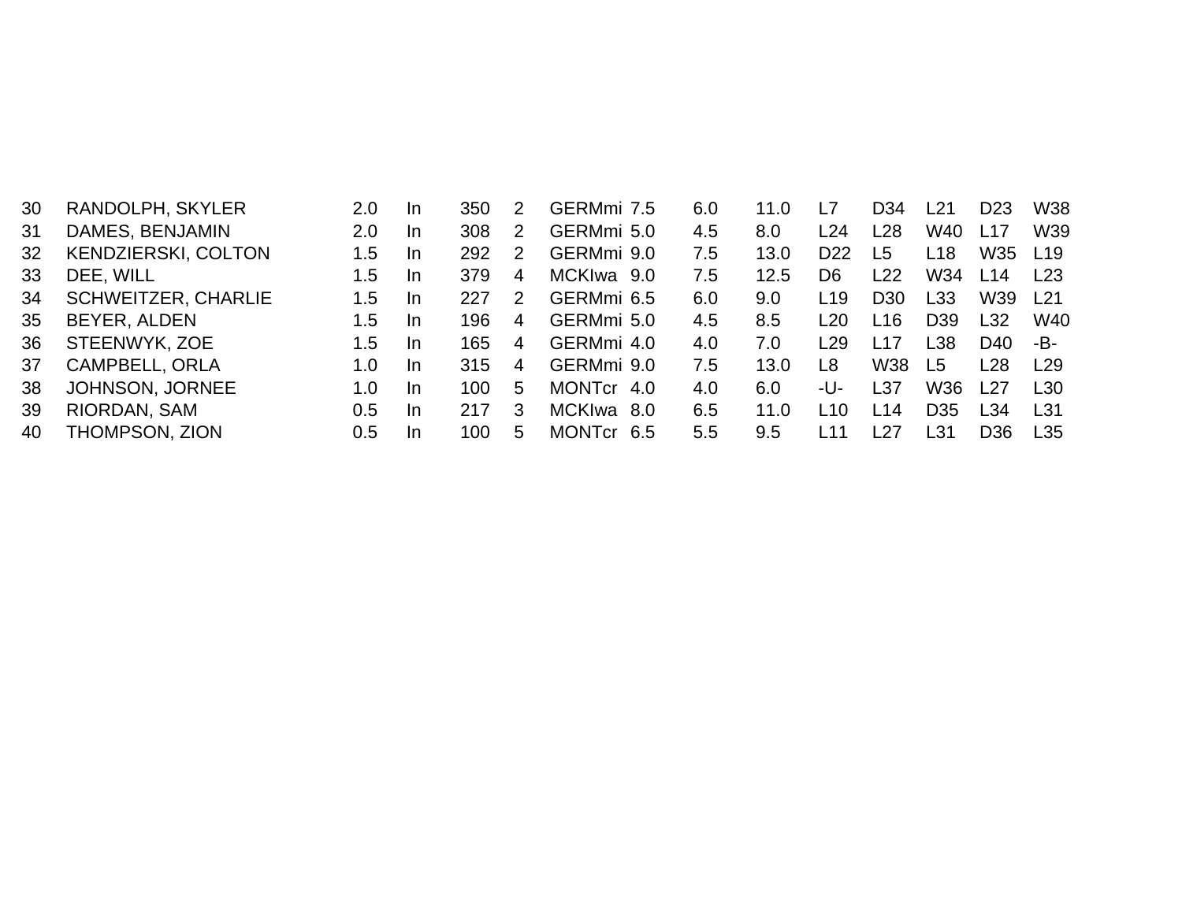| | | | | | | | | | | | | | | |
|---|---|---|---|---|---|---|---|---|---|---|---|---|---|---|
| 30 | RANDOLPH, SKYLER | 2.0 | In | 350 | 2 | GERMmi | 7.5 | 6.0 | 11.0 | L7 | D34 | L21 | D23 | W38 |
| 31 | DAMES, BENJAMIN | 2.0 | In | 308 | 2 | GERMmi | 5.0 | 4.5 | 8.0 | L24 | L28 | W40 | L17 | W39 |
| 32 | KENDZIERSKI, COLTON | 1.5 | In | 292 | 2 | GERMmi | 9.0 | 7.5 | 13.0 | D22 | L5 | L18 | W35 | L19 |
| 33 | DEE, WILL | 1.5 | In | 379 | 4 | MCKIwa | 9.0 | 7.5 | 12.5 | D6 | L22 | W34 | L14 | L23 |
| 34 | SCHWEITZER, CHARLIE | 1.5 | In | 227 | 2 | GERMmi | 6.5 | 6.0 | 9.0 | L19 | D30 | L33 | W39 | L21 |
| 35 | BEYER, ALDEN | 1.5 | In | 196 | 4 | GERMmi | 5.0 | 4.5 | 8.5 | L20 | L16 | D39 | L32 | W40 |
| 36 | STEENWYK, ZOE | 1.5 | In | 165 | 4 | GERMmi | 4.0 | 4.0 | 7.0 | L29 | L17 | L38 | D40 | -B- |
| 37 | CAMPBELL, ORLA | 1.0 | In | 315 | 4 | GERMmi | 9.0 | 7.5 | 13.0 | L8 | W38 | L5 | L28 | L29 |
| 38 | JOHNSON, JORNEE | 1.0 | In | 100 | 5 | MONTcr | 4.0 | 4.0 | 6.0 | -U- | L37 | W36 | L27 | L30 |
| 39 | RIORDAN, SAM | 0.5 | In | 217 | 3 | MCKIwa | 8.0 | 6.5 | 11.0 | L10 | L14 | D35 | L34 | L31 |
| 40 | THOMPSON, ZION | 0.5 | In | 100 | 5 | MONTcr | 6.5 | 5.5 | 9.5 | L11 | L27 | L31 | D36 | L35 |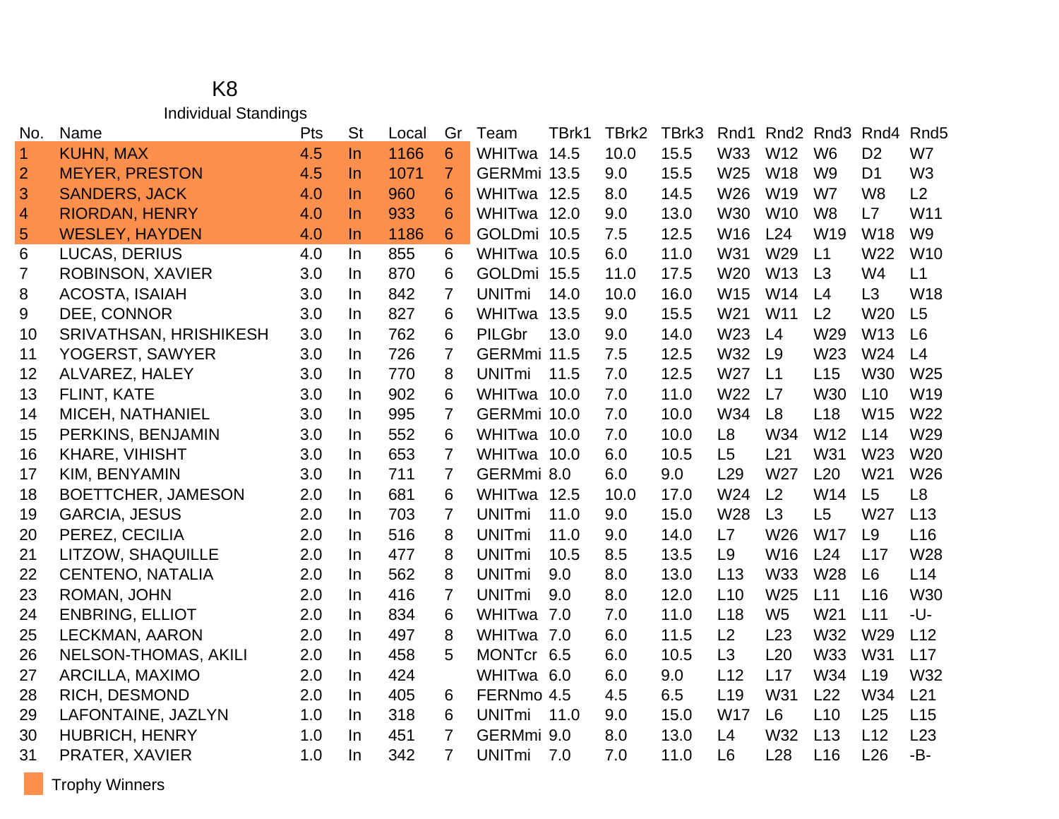# K8

## Individual Standings

| No. | Name | Pts | St | Local | Gr | Team | TBrk1 | TBrk2 | TBrk3 | Rnd1 | Rnd2 | Rnd3 | Rnd4 | Rnd5 |
|---|---|---|---|---|---|---|---|---|---|---|---|---|---|---|
| 1 | KUHN, MAX | 4.5 | In | 1166 | 6 | WHITwa | 14.5 | 10.0 | 15.5 | W33 | W12 | W6 | D2 | W7 |
| 2 | MEYER, PRESTON | 4.5 | In | 1071 | 7 | GERMmi | 13.5 | 9.0 | 15.5 | W25 | W18 | W9 | D1 | W3 |
| 3 | SANDERS, JACK | 4.0 | In | 960 | 6 | WHITwa | 12.5 | 8.0 | 14.5 | W26 | W19 | W7 | W8 | L2 |
| 4 | RIORDAN, HENRY | 4.0 | In | 933 | 6 | WHITwa | 12.0 | 9.0 | 13.0 | W30 | W10 | W8 | L7 | W11 |
| 5 | WESLEY, HAYDEN | 4.0 | In | 1186 | 6 | GOLDmi | 10.5 | 7.5 | 12.5 | W16 | L24 | W19 | W18 | W9 |
| 6 | LUCAS, DERIUS | 4.0 | In | 855 | 6 | WHITwa | 10.5 | 6.0 | 11.0 | W31 | W29 | L1 | W22 | W10 |
| 7 | ROBINSON, XAVIER | 3.0 | In | 870 | 6 | GOLDmi | 15.5 | 11.0 | 17.5 | W20 | W13 | L3 | W4 | L1 |
| 8 | ACOSTA, ISAIAH | 3.0 | In | 842 | 7 | UNITmi | 14.0 | 10.0 | 16.0 | W15 | W14 | L4 | L3 | W18 |
| 9 | DEE, CONNOR | 3.0 | In | 827 | 6 | WHITwa | 13.5 | 9.0 | 15.5 | W21 | W11 | L2 | W20 | L5 |
| 10 | SRIVATHSAN, HRISHIKESH | 3.0 | In | 762 | 6 | PILGbr | 13.0 | 9.0 | 14.0 | W23 | L4 | W29 | W13 | L6 |
| 11 | YOGERST, SAWYER | 3.0 | In | 726 | 7 | GERMmi | 11.5 | 7.5 | 12.5 | W32 | L9 | W23 | W24 | L4 |
| 12 | ALVAREZ, HALEY | 3.0 | In | 770 | 8 | UNITmi | 11.5 | 7.0 | 12.5 | W27 | L1 | L15 | W30 | W25 |
| 13 | FLINT, KATE | 3.0 | In | 902 | 6 | WHITwa | 10.0 | 7.0 | 11.0 | W22 | L7 | W30 | L10 | W19 |
| 14 | MICEH, NATHANIEL | 3.0 | In | 995 | 7 | GERMmi | 10.0 | 7.0 | 10.0 | W34 | L8 | L18 | W15 | W22 |
| 15 | PERKINS, BENJAMIN | 3.0 | In | 552 | 6 | WHITwa | 10.0 | 7.0 | 10.0 | L8 | W34 | W12 | L14 | W29 |
| 16 | KHARE, VIHISHT | 3.0 | In | 653 | 7 | WHITwa | 10.0 | 6.0 | 10.5 | L5 | L21 | W31 | W23 | W20 |
| 17 | KIM, BENYAMIN | 3.0 | In | 711 | 7 | GERMmi | 8.0 | 6.0 | 9.0 | L29 | W27 | L20 | W21 | W26 |
| 18 | BOETTCHER, JAMESON | 2.0 | In | 681 | 6 | WHITwa | 12.5 | 10.0 | 17.0 | W24 | L2 | W14 | L5 | L8 |
| 19 | GARCIA, JESUS | 2.0 | In | 703 | 7 | UNITmi | 11.0 | 9.0 | 15.0 | W28 | L3 | L5 | W27 | L13 |
| 20 | PEREZ, CECILIA | 2.0 | In | 516 | 8 | UNITmi | 11.0 | 9.0 | 14.0 | L7 | W26 | W17 | L9 | L16 |
| 21 | LITZOW, SHAQUILLE | 2.0 | In | 477 | 8 | UNITmi | 10.5 | 8.5 | 13.5 | L9 | W16 | L24 | L17 | W28 |
| 22 | CENTENO, NATALIA | 2.0 | In | 562 | 8 | UNITmi | 9.0 | 8.0 | 13.0 | L13 | W33 | W28 | L6 | L14 |
| 23 | ROMAN, JOHN | 2.0 | In | 416 | 7 | UNITmi | 9.0 | 8.0 | 12.0 | L10 | W25 | L11 | L16 | W30 |
| 24 | ENBRING, ELLIOT | 2.0 | In | 834 | 6 | WHITwa | 7.0 | 7.0 | 11.0 | L18 | W5 | W21 | L11 | -U- |
| 25 | LECKMAN, AARON | 2.0 | In | 497 | 8 | WHITwa | 7.0 | 6.0 | 11.5 | L2 | L23 | W32 | W29 | L12 |
| 26 | NELSON-THOMAS, AKILI | 2.0 | In | 458 | 5 | MONTcr | 6.5 | 6.0 | 10.5 | L3 | L20 | W33 | W31 | L17 |
| 27 | ARCILLA, MAXIMO | 2.0 | In | 424 | | WHITwa | 6.0 | 6.0 | 9.0 | L12 | L17 | W34 | L19 | W32 |
| 28 | RICH, DESMOND | 2.0 | In | 405 | 6 | FERNmo | 4.5 | 4.5 | 6.5 | L19 | W31 | L22 | W34 | L21 |
| 29 | LAFONTAINE, JAZLYN | 1.0 | In | 318 | 6 | UNITmi | 11.0 | 9.0 | 15.0 | W17 | L6 | L10 | L25 | L15 |
| 30 | HUBRICH, HENRY | 1.0 | In | 451 | 7 | GERMmi | 9.0 | 8.0 | 13.0 | L4 | W32 | L13 | L12 | L23 |
| 31 | PRATER, XAVIER | 1.0 | In | 342 | 7 | UNITmi | 7.0 | 7.0 | 11.0 | L6 | L28 | L16 | L26 | -B- |

Trophy Winners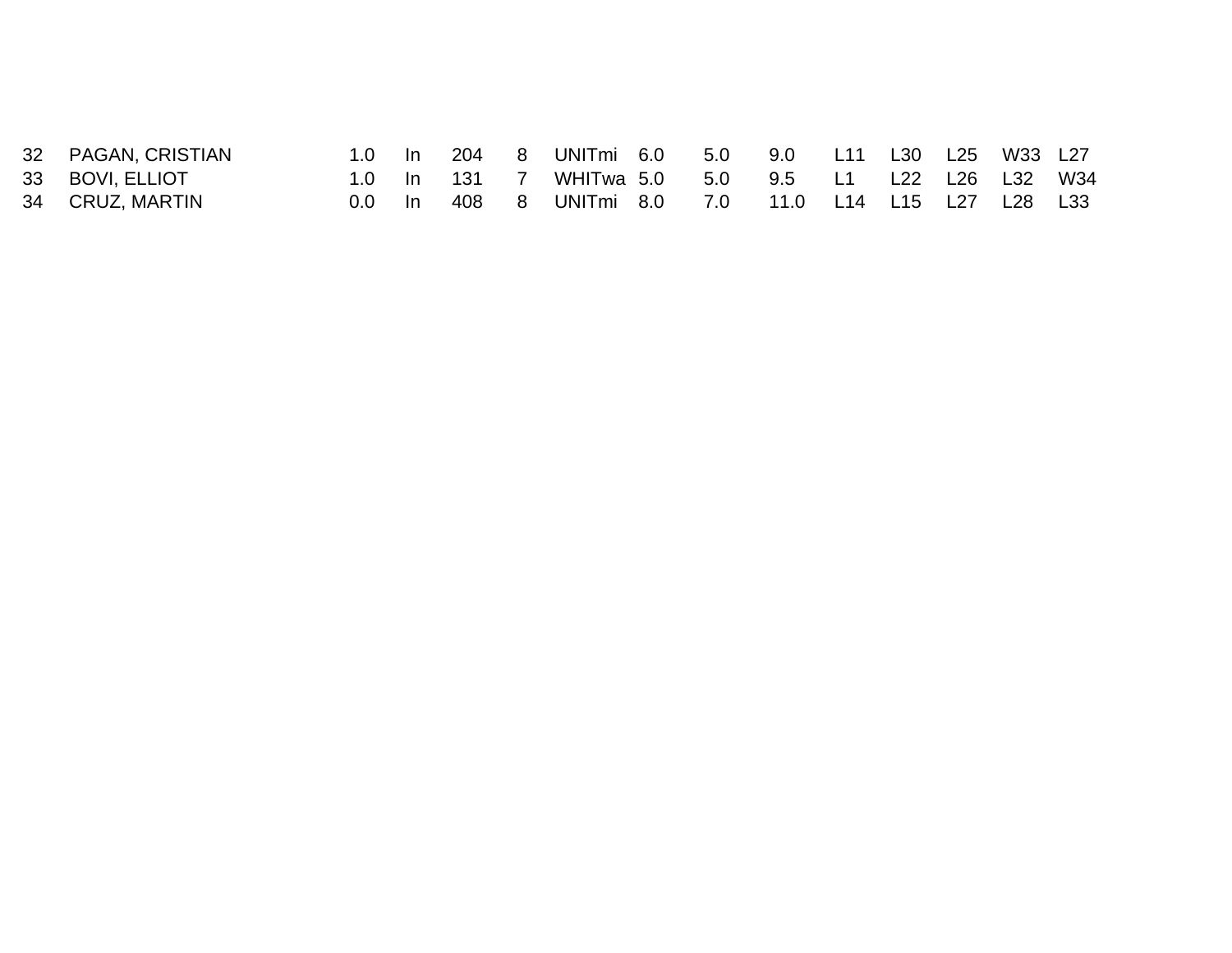| | | | | | | | | | | | | | | |
|---|---|---|---|---|---|---|---|---|---|---|---|---|---|---|
| 32 | PAGAN, CRISTIAN | 1.0 | In | 204 | 8 | UNITmi | 6.0 | 5.0 | 9.0 | L11 | L30 | L25 | W33 | L27 |
| 33 | BOVI, ELLIOT | 1.0 | In | 131 | 7 | WHITwa | 5.0 | 5.0 | 9.5 | L1 | L22 | L26 | L32 | W34 |
| 34 | CRUZ, MARTIN | 0.0 | In | 408 | 8 | UNITmi | 8.0 | 7.0 | 11.0 | L14 | L15 | L27 | L28 | L33 |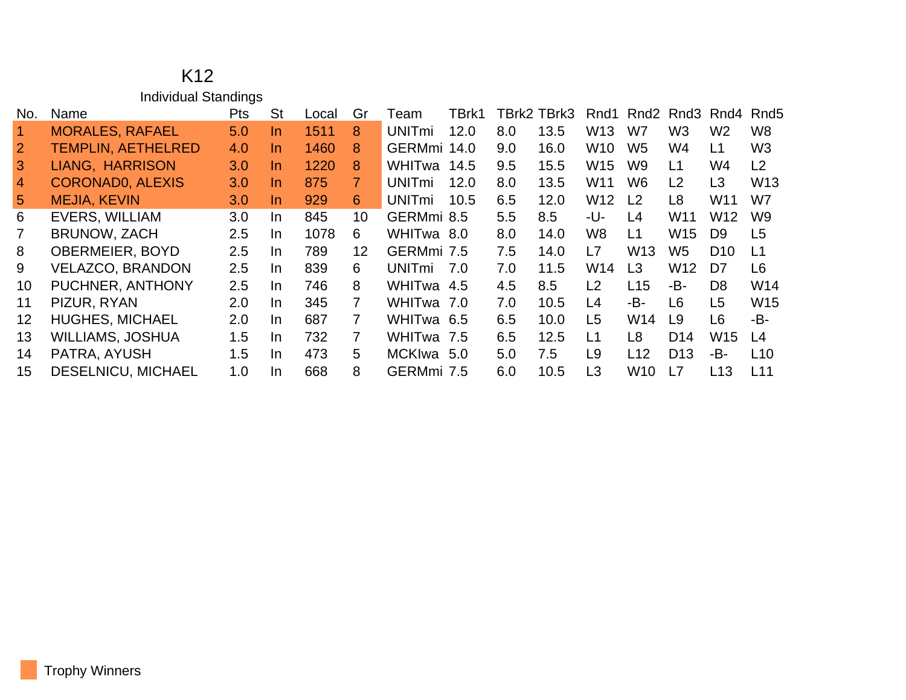# K12

## Individual Standings

| No. | Name | Pts | St | Local | Gr | Team | TBrk1 | TBrk2 | TBrk3 | Rnd1 | Rnd2 | Rnd3 | Rnd4 | Rnd5 |
|---|---|---|---|---|---|---|---|---|---|---|---|---|---|---|
| 1 | MORALES, RAFAEL | 5.0 | In | 1511 | 8 | UNITmi | 12.0 | 8.0 | 13.5 | W13 | W7 | W3 | W2 | W8 |
| 2 | TEMPLIN, AETHELRED | 4.0 | In | 1460 | 8 | GERMmi | 14.0 | 9.0 | 16.0 | W10 | W5 | W4 | L1 | W3 |
| 3 | LIANG,  HARRISON | 3.0 | In | 1220 | 8 | WHITwa | 14.5 | 9.5 | 15.5 | W15 | W9 | L1 | W4 | L2 |
| 4 | CORONAD0, ALEXIS | 3.0 | In | 875 | 7 | UNITmi | 12.0 | 8.0 | 13.5 | W11 | W6 | L2 | L3 | W13 |
| 5 | MEJIA, KEVIN | 3.0 | In | 929 | 6 | UNITmi | 10.5 | 6.5 | 12.0 | W12 | L2 | L8 | W11 | W7 |
| 6 | EVERS, WILLIAM | 3.0 | In | 845 | 10 | GERMmi | 8.5 | 5.5 | 8.5 | -U- | L4 | W11 | W12 | W9 |
| 7 | BRUNOW, ZACH | 2.5 | In | 1078 | 6 | WHITwa | 8.0 | 8.0 | 14.0 | W8 | L1 | W15 | D9 | L5 |
| 8 | OBERMEIER, BOYD | 2.5 | In | 789 | 12 | GERMmi | 7.5 | 7.5 | 14.0 | L7 | W13 | W5 | D10 | L1 |
| 9 | VELAZCO, BRANDON | 2.5 | In | 839 | 6 | UNITmi | 7.0 | 7.0 | 11.5 | W14 | L3 | W12 | D7 | L6 |
| 10 | PUCHNER, ANTHONY | 2.5 | In | 746 | 8 | WHITwa | 4.5 | 4.5 | 8.5 | L2 | L15 | -B- | D8 | W14 |
| 11 | PIZUR, RYAN | 2.0 | In | 345 | 7 | WHITwa | 7.0 | 7.0 | 10.5 | L4 | -B- | L6 | L5 | W15 |
| 12 | HUGHES, MICHAEL | 2.0 | In | 687 | 7 | WHITwa | 6.5 | 6.5 | 10.0 | L5 | W14 | L9 | L6 | -B- |
| 13 | WILLIAMS, JOSHUA | 1.5 | In | 732 | 7 | WHITwa | 7.5 | 6.5 | 12.5 | L1 | L8 | D14 | W15 | L4 |
| 14 | PATRA, AYUSH | 1.5 | In | 473 | 5 | MCKIwa | 5.0 | 5.0 | 7.5 | L9 | L12 | D13 | -B- | L10 |
| 15 | DESELNICU, MICHAEL | 1.0 | In | 668 | 8 | GERMmi | 7.5 | 6.0 | 10.5 | L3 | W10 | L7 | L13 | L11 |

Trophy Winners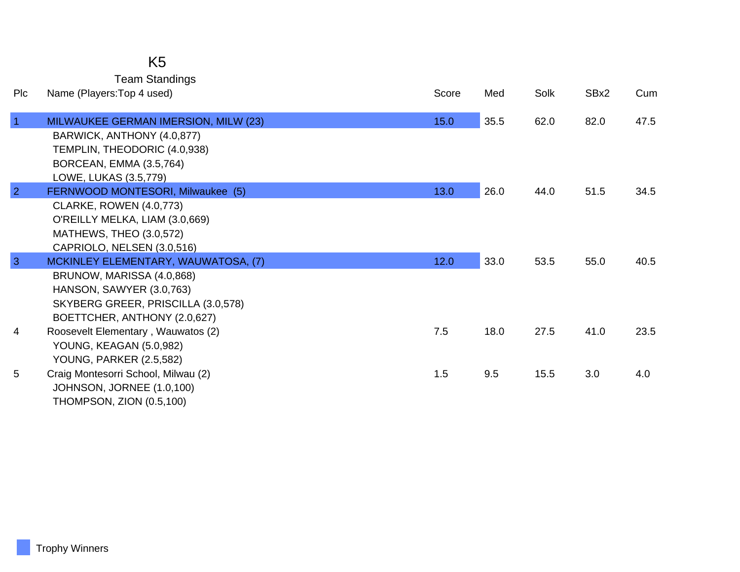# K5

## Team Standings

| Plc | Name (Players:Top 4 used) | Score | Med | Solk | SBx2 | Cum |
|---|---|---|---|---|---|---|
| 1 | MILWAUKEE GERMAN IMERSION, MILW (23) | 15.0 | 35.5 | 62.0 | 82.0 | 47.5 |
| | BARWICK, ANTHONY (4.0,877) | | | | | |
| | TEMPLIN, THEODORIC (4.0,938) | | | | | |
| | BORCEAN, EMMA (3.5,764) | | | | | |
| | LOWE, LUKAS (3.5,779) | | | | | |
| 2 | FERNWOOD MONTESORI, Milwaukee (5) | 13.0 | 26.0 | 44.0 | 51.5 | 34.5 |
| | CLARKE, ROWEN (4.0,773) | | | | | |
| | O'REILLY MELKA, LIAM (3.0,669) | | | | | |
| | MATHEWS, THEO (3.0,572) | | | | | |
| | CAPRIOLO, NELSEN (3.0,516) | | | | | |
| 3 | MCKINLEY ELEMENTARY, WAUWATOSA, (7) | 12.0 | 33.0 | 53.5 | 55.0 | 40.5 |
| | BRUNOW, MARISSA (4.0,868) | | | | | |
| | HANSON, SAWYER (3.0,763) | | | | | |
| | SKYBERG GREER, PRISCILLA (3.0,578) | | | | | |
| | BOETTCHER, ANTHONY (2.0,627) | | | | | |
| 4 | Roosevelt Elementary , Wauwatos (2) | 7.5 | 18.0 | 27.5 | 41.0 | 23.5 |
| | YOUNG, KEAGAN (5.0,982) | | | | | |
| | YOUNG, PARKER (2.5,582) | | | | | |
| 5 | Craig Montesorri School, Milwau (2) | 1.5 | 9.5 | 15.5 | 3.0 | 4.0 |
| | JOHNSON, JORNEE (1.0,100) | | | | | |
| | THOMPSON, ZION (0.5,100) | | | | | |

Trophy Winners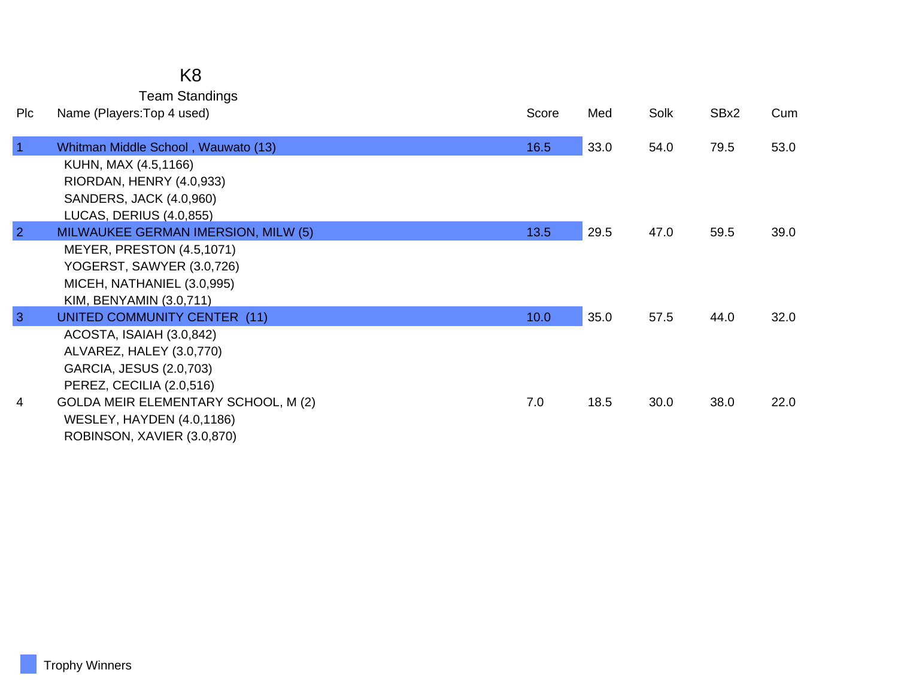# K8

## Team Standings

| Plc | Name (Players:Top 4 used) | Score | Med | Solk | SBx2 | Cum |
|---|---|---|---|---|---|---|
| 1 | Whitman Middle School , Wauwato (13) | 16.5 | 33.0 | 54.0 | 79.5 | 53.0 |
| | KUHN, MAX (4.5,1166) | | | | | |
| | RIORDAN, HENRY (4.0,933) | | | | | |
| | SANDERS, JACK (4.0,960) | | | | | |
| | LUCAS, DERIUS (4.0,855) | | | | | |
| 2 | MILWAUKEE GERMAN IMERSION, MILW (5) | 13.5 | 29.5 | 47.0 | 59.5 | 39.0 |
| | MEYER, PRESTON (4.5,1071) | | | | | |
| | YOGERST, SAWYER (3.0,726) | | | | | |
| | MICEH, NATHANIEL (3.0,995) | | | | | |
| | KIM, BENYAMIN (3.0,711) | | | | | |
| 3 | UNITED COMMUNITY CENTER (11) | 10.0 | 35.0 | 57.5 | 44.0 | 32.0 |
| | ACOSTA, ISAIAH (3.0,842) | | | | | |
| | ALVAREZ, HALEY (3.0,770) | | | | | |
| | GARCIA, JESUS (2.0,703) | | | | | |
| | PEREZ, CECILIA (2.0,516) | | | | | |
| 4 | GOLDA MEIR ELEMENTARY SCHOOL, M (2) | 7.0 | 18.5 | 30.0 | 38.0 | 22.0 |
| | WESLEY, HAYDEN (4.0,1186) | | | | | |
| | ROBINSON, XAVIER (3.0,870) | | | | | |

Trophy Winners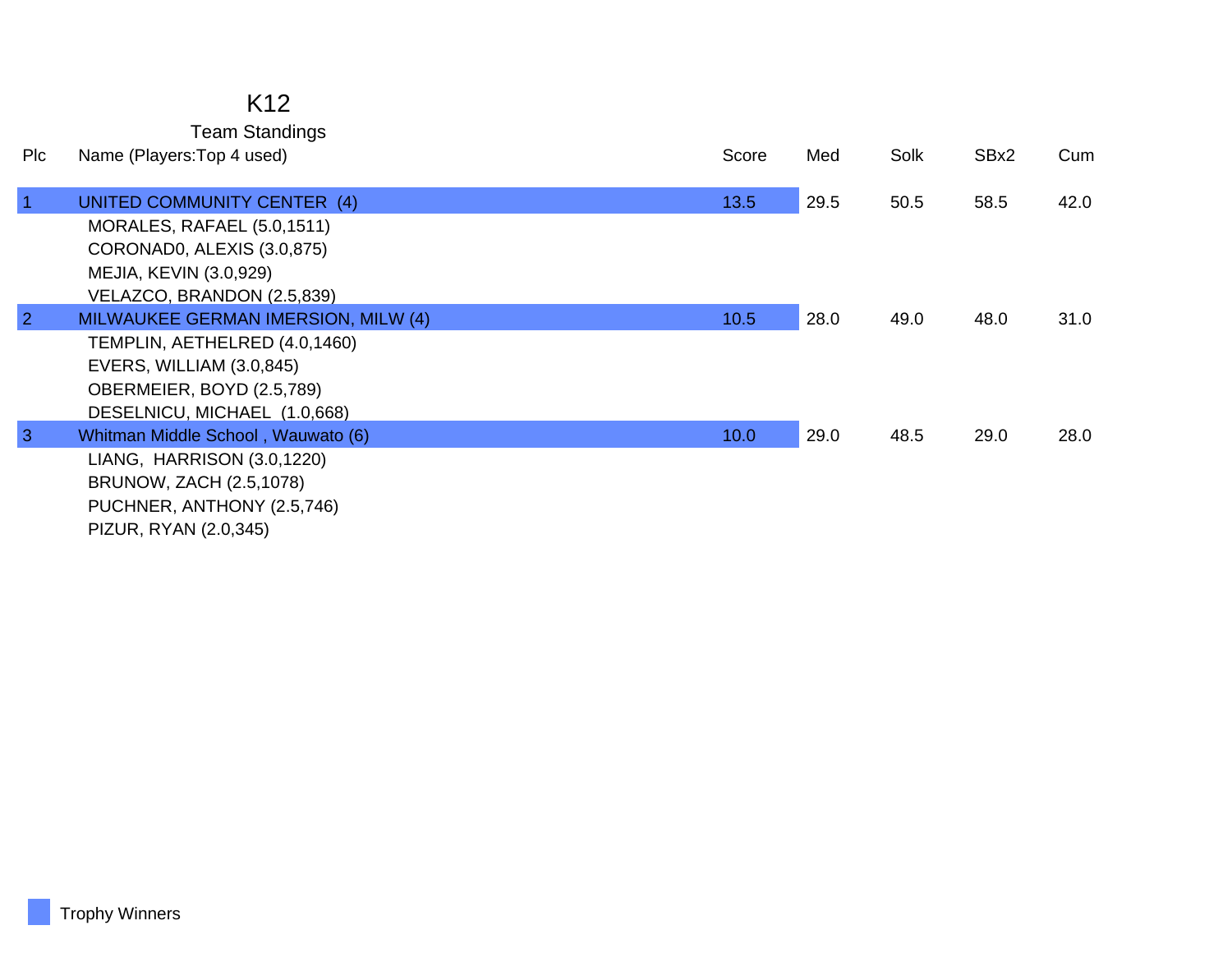# K12

## Team Standings

| Plc | Name (Players:Top 4 used) | Score | Med | Solk | SBx2 | Cum |
|---|---|---|---|---|---|---|
| 1 | UNITED COMMUNITY CENTER (4) | 13.5 | 29.5 | 50.5 | 58.5 | 42.0 |
| | MORALES, RAFAEL (5.0,1511) | | | | | |
| | CORONAD0, ALEXIS (3.0,875) | | | | | |
| | MEJIA, KEVIN (3.0,929) | | | | | |
| | VELAZCO, BRANDON (2.5,839) | | | | | |
| 2 | MILWAUKEE GERMAN IMERSION, MILW (4) | 10.5 | 28.0 | 49.0 | 48.0 | 31.0 |
| | TEMPLIN, AETHELRED (4.0,1460) | | | | | |
| | EVERS, WILLIAM (3.0,845) | | | | | |
| | OBERMEIER, BOYD (2.5,789) | | | | | |
| | DESELNICU, MICHAEL (1.0,668) | | | | | |
| 3 | Whitman Middle School , Wauwato (6) | 10.0 | 29.0 | 48.5 | 29.0 | 28.0 |
| | LIANG, HARRISON (3.0,1220) | | | | | |
| | BRUNOW, ZACH (2.5,1078) | | | | | |
| | PUCHNER, ANTHONY (2.5,746) | | | | | |
| | PIZUR, RYAN (2.0,345) | | | | | |

Trophy Winners